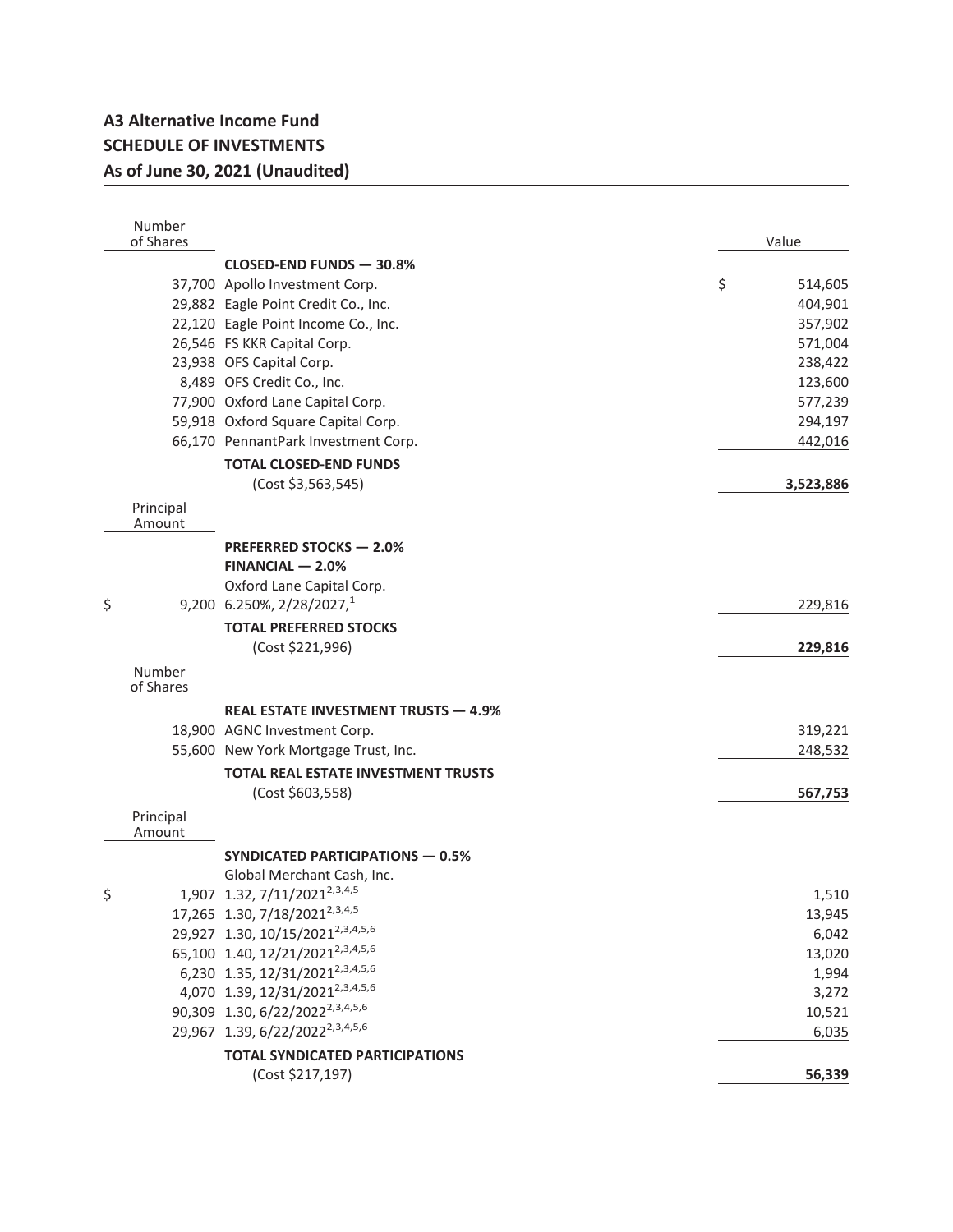# A3 Alternative Income Fund
## SCHEDULE OF INVESTMENTS
### As of June 30, 2021 (Unaudited)

| Number of Shares | | Value |
|---|---|---|
| | **CLOSED-END FUNDS — 30.8%** | |
| 37,700 | Apollo Investment Corp. | $ 514,605 |
| 29,882 | Eagle Point Credit Co., Inc. | 404,901 |
| 22,120 | Eagle Point Income Co., Inc. | 357,902 |
| 26,546 | FS KKR Capital Corp. | 571,004 |
| 23,938 | OFS Capital Corp. | 238,422 |
| 8,489 | OFS Credit Co., Inc. | 123,600 |
| 77,900 | Oxford Lane Capital Corp. | 577,239 |
| 59,918 | Oxford Square Capital Corp. | 294,197 |
| 66,170 | PennantPark Investment Corp. | 442,016 |
| | **TOTAL CLOSED-END FUNDS** | |
| | (Cost $3,563,545) | **3,523,886** |
| **Principal Amount** | | |
| | **PREFERRED STOCKS — 2.0%** | |
| | **FINANCIAL — 2.0%** | |
| | Oxford Lane Capital Corp. | |
| $ 9,200 | 6.250%, 2/28/2027,[1] | 229,816 |
| | **TOTAL PREFERRED STOCKS** | |
| | (Cost $221,996) | **229,816** |
| **Number of Shares** | | |
| | **REAL ESTATE INVESTMENT TRUSTS — 4.9%** | |
| 18,900 | AGNC Investment Corp. | 319,221 |
| 55,600 | New York Mortgage Trust, Inc. | 248,532 |
| | **TOTAL REAL ESTATE INVESTMENT TRUSTS** | |
| | (Cost $603,558) | **567,753** |
| **Principal Amount** | | |
| | **SYNDICATED PARTICIPATIONS — 0.5%** | |
| | Global Merchant Cash, Inc. | |
| $ 1,907 | 1.32, 7/11/2021[2,3,4,5] | 1,510 |
| 17,265 | 1.30, 7/18/2021[2,3,4,5] | 13,945 |
| 29,927 | 1.30, 10/15/2021[2,3,4,5,6] | 6,042 |
| 65,100 | 1.40, 12/21/2021[2,3,4,5,6] | 13,020 |
| 6,230 | 1.35, 12/31/2021[2,3,4,5,6] | 1,994 |
| 4,070 | 1.39, 12/31/2021[2,3,4,5,6] | 3,272 |
| 90,309 | 1.30, 6/22/2022[2,3,4,5,6] | 10,521 |
| 29,967 | 1.39, 6/22/2022[2,3,4,5,6] | 6,035 |
| | **TOTAL SYNDICATED PARTICIPATIONS** | |
| | (Cost $217,197) | **56,339** |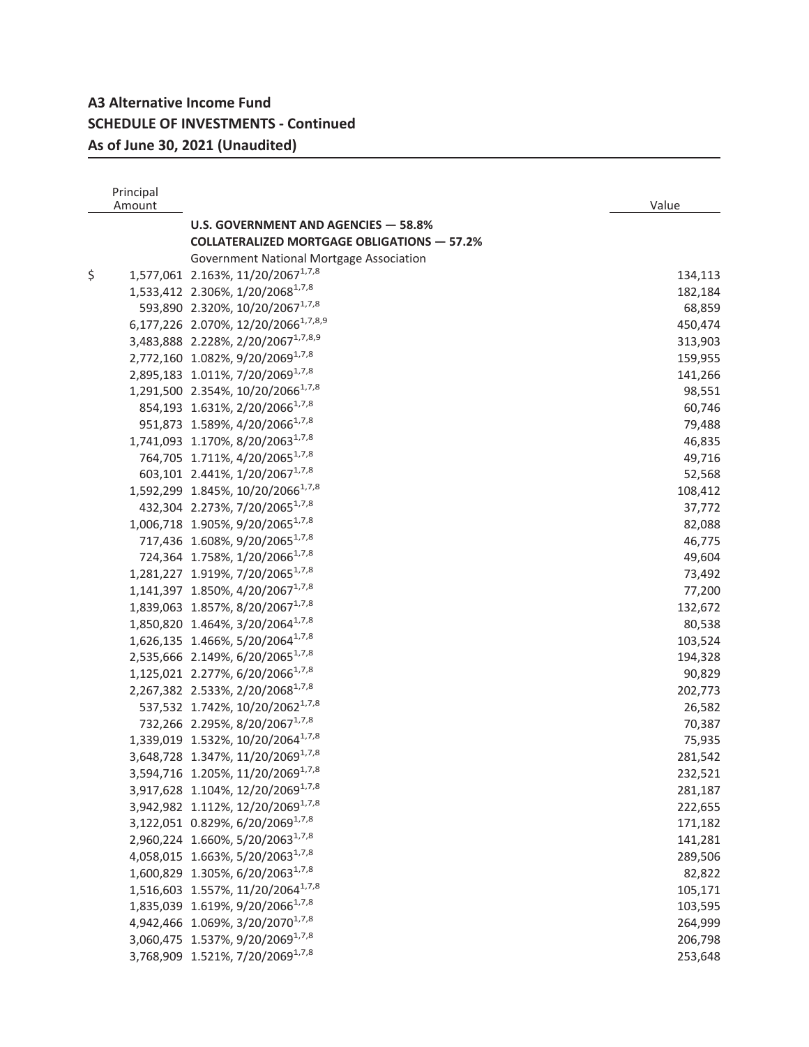# A3 Alternative Income Fund
## SCHEDULE OF INVESTMENTS - Continued
### As of June 30, 2021 (Unaudited)

| Principal Amount | | Value |
|---|---|---|
| | **U.S. GOVERNMENT AND AGENCIES — 58.8%** | |
| | **COLLATERALIZED MORTGAGE OBLIGATIONS — 57.2%** | |
| | Government National Mortgage Association | |
| $ 1,577,061 | 2.163%, 11/20/2067[1,7,8] | 134,113 |
| 1,533,412 | 2.306%, 1/20/2068[1,7,8] | 182,184 |
| 593,890 | 2.320%, 10/20/2067[1,7,8] | 68,859 |
| 6,177,226 | 2.070%, 12/20/2066[1,7,8,9] | 450,474 |
| 3,483,888 | 2.228%, 2/20/2067[1,7,8,9] | 313,903 |
| 2,772,160 | 1.082%, 9/20/2069[1,7,8] | 159,955 |
| 2,895,183 | 1.011%, 7/20/2069[1,7,8] | 141,266 |
| 1,291,500 | 2.354%, 10/20/2066[1,7,8] | 98,551 |
| 854,193 | 1.631%, 2/20/2066[1,7,8] | 60,746 |
| 951,873 | 1.589%, 4/20/2066[1,7,8] | 79,488 |
| 1,741,093 | 1.170%, 8/20/2063[1,7,8] | 46,835 |
| 764,705 | 1.711%, 4/20/2065[1,7,8] | 49,716 |
| 603,101 | 2.441%, 1/20/2067[1,7,8] | 52,568 |
| 1,592,299 | 1.845%, 10/20/2066[1,7,8] | 108,412 |
| 432,304 | 2.273%, 7/20/2065[1,7,8] | 37,772 |
| 1,006,718 | 1.905%, 9/20/2065[1,7,8] | 82,088 |
| 717,436 | 1.608%, 9/20/2065[1,7,8] | 46,775 |
| 724,364 | 1.758%, 1/20/2066[1,7,8] | 49,604 |
| 1,281,227 | 1.919%, 7/20/2065[1,7,8] | 73,492 |
| 1,141,397 | 1.850%, 4/20/2067[1,7,8] | 77,200 |
| 1,839,063 | 1.857%, 8/20/2067[1,7,8] | 132,672 |
| 1,850,820 | 1.464%, 3/20/2064[1,7,8] | 80,538 |
| 1,626,135 | 1.466%, 5/20/2064[1,7,8] | 103,524 |
| 2,535,666 | 2.149%, 6/20/2065[1,7,8] | 194,328 |
| 1,125,021 | 2.277%, 6/20/2066[1,7,8] | 90,829 |
| 2,267,382 | 2.533%, 2/20/2068[1,7,8] | 202,773 |
| 537,532 | 1.742%, 10/20/2062[1,7,8] | 26,582 |
| 732,266 | 2.295%, 8/20/2067[1,7,8] | 70,387 |
| 1,339,019 | 1.532%, 10/20/2064[1,7,8] | 75,935 |
| 3,648,728 | 1.347%, 11/20/2069[1,7,8] | 281,542 |
| 3,594,716 | 1.205%, 11/20/2069[1,7,8] | 232,521 |
| 3,917,628 | 1.104%, 12/20/2069[1,7,8] | 281,187 |
| 3,942,982 | 1.112%, 12/20/2069[1,7,8] | 222,655 |
| 3,122,051 | 0.829%, 6/20/2069[1,7,8] | 171,182 |
| 2,960,224 | 1.660%, 5/20/2063[1,7,8] | 141,281 |
| 4,058,015 | 1.663%, 5/20/2063[1,7,8] | 289,506 |
| 1,600,829 | 1.305%, 6/20/2063[1,7,8] | 82,822 |
| 1,516,603 | 1.557%, 11/20/2064[1,7,8] | 105,171 |
| 1,835,039 | 1.619%, 9/20/2066[1,7,8] | 103,595 |
| 4,942,466 | 1.069%, 3/20/2070[1,7,8] | 264,999 |
| 3,060,475 | 1.537%, 9/20/2069[1,7,8] | 206,798 |
| 3,768,909 | 1.521%, 7/20/2069[1,7,8] | 253,648 |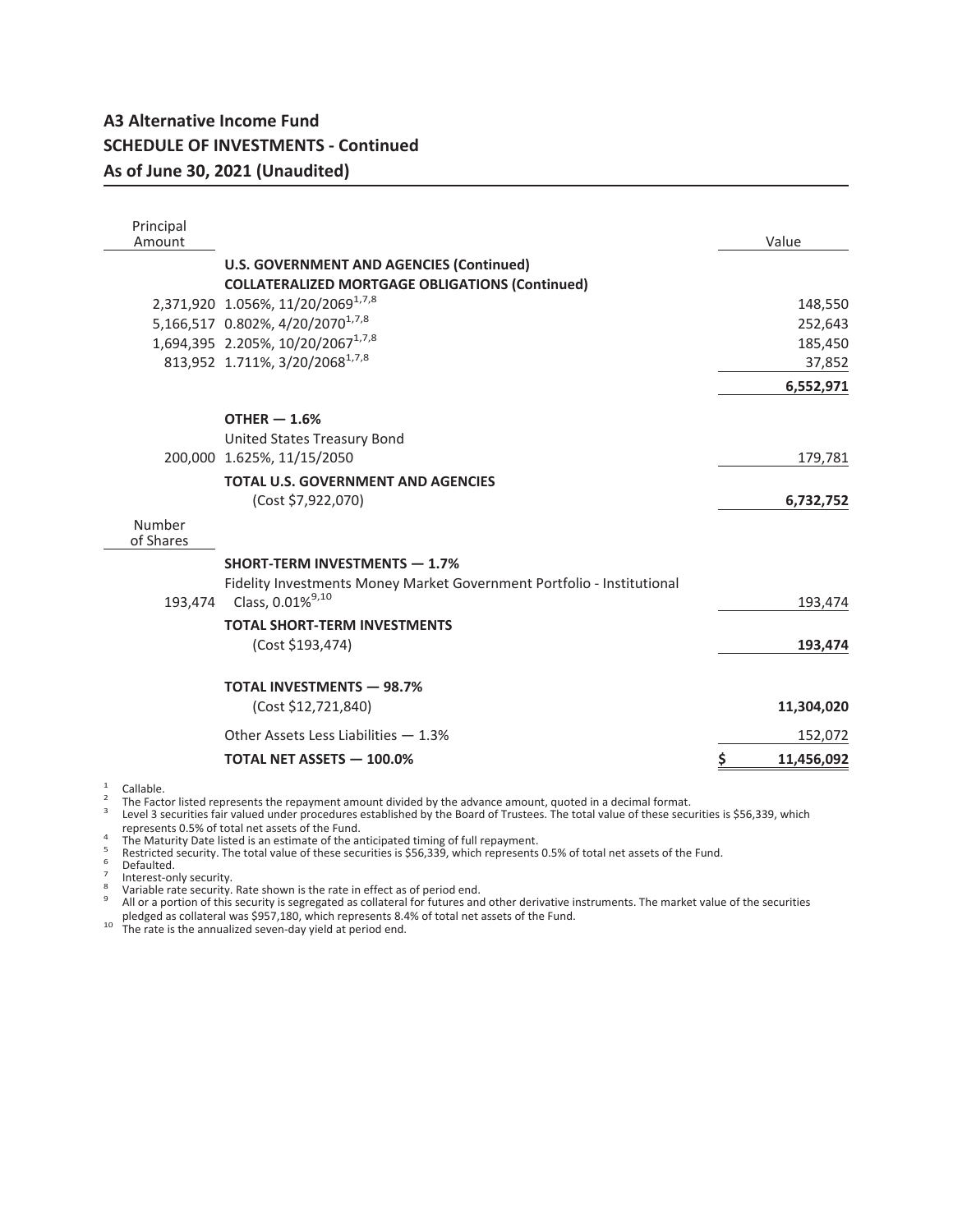## A3 Alternative Income Fund
## SCHEDULE OF INVESTMENTS - Continued
## As of June 30, 2021 (Unaudited)

| Principal Amount | | Value |
|---|---|---|
| | **U.S. GOVERNMENT AND AGENCIES (Continued)** | |
| | **COLLATERALIZED MORTGAGE OBLIGATIONS (Continued)** | |
| 2,371,920 | 1.056%, 11/20/2069[1,7,8] | 148,550 |
| 5,166,517 | 0.802%, 4/20/2070[1,7,8] | 252,643 |
| 1,694,395 | 2.205%, 10/20/2067[1,7,8] | 185,450 |
| 813,952 | 1.711%, 3/20/2068[1,7,8] | 37,852 |
| | | **6,552,971** |
| | **OTHER — 1.6%** | |
| | United States Treasury Bond | |
| 200,000 | 1.625%, 11/15/2050 | 179,781 |
| | **TOTAL U.S. GOVERNMENT AND AGENCIES** | |
| | (Cost $7,922,070) | **6,732,752** |
| **Number of Shares** | | |
| | **SHORT-TERM INVESTMENTS — 1.7%** | |
| | Fidelity Investments Money Market Government Portfolio - Institutional | |
| 193,474 | Class, 0.01%[9,10] | 193,474 |
| | **TOTAL SHORT-TERM INVESTMENTS** | |
| | (Cost $193,474) | **193,474** |
| | **TOTAL INVESTMENTS — 98.7%** | |
| | (Cost $12,721,840) | **11,304,020** |
| | Other Assets Less Liabilities — 1.3% | 152,072 |
| | **TOTAL NET ASSETS — 100.0%** | **$ 11,456,092** |

[1] Callable.
[2] The Factor listed represents the repayment amount divided by the advance amount, quoted in a decimal format.
[3] Level 3 securities fair valued under procedures established by the Board of Trustees. The total value of these securities is $56,339, which represents 0.5% of total net assets of the Fund.
[4] The Maturity Date listed is an estimate of the anticipated timing of full repayment.
[5] Restricted security. The total value of these securities is $56,339, which represents 0.5% of total net assets of the Fund.
[6] Defaulted.
[7] Interest-only security.
[8] Variable rate security. Rate shown is the rate in effect as of period end.
[9] All or a portion of this security is segregated as collateral for futures and other derivative instruments. The market value of the securities pledged as collateral was $957,180, which represents 8.4% of total net assets of the Fund.
[10] The rate is the annualized seven-day yield at period end.